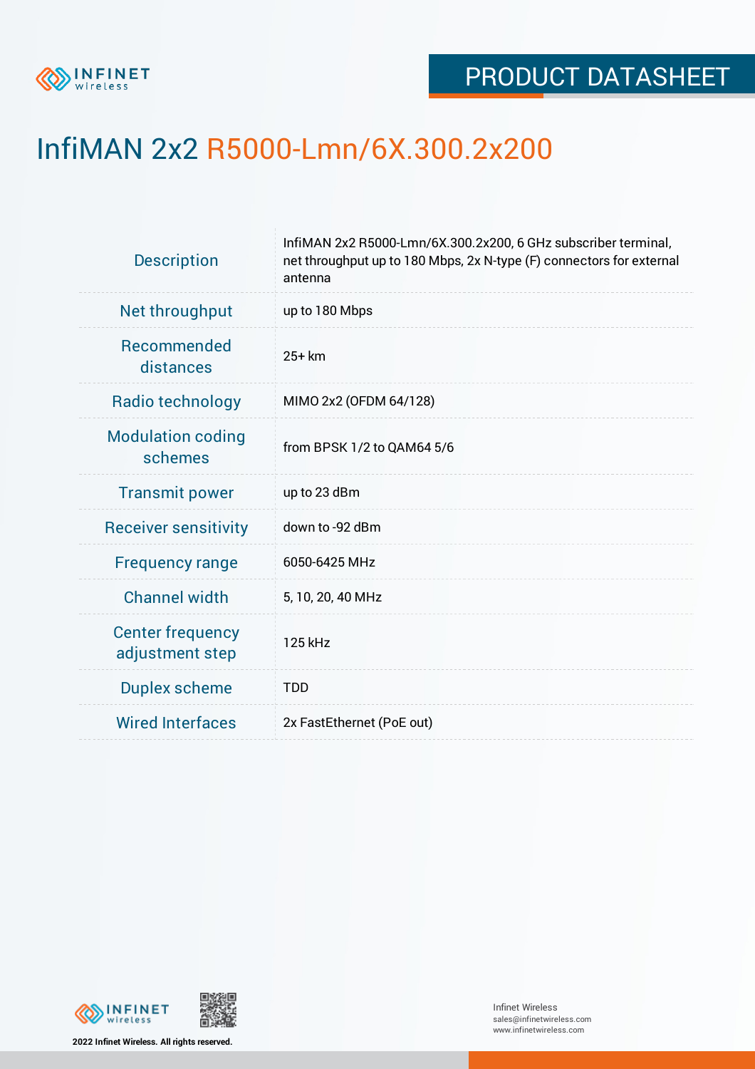PRODUCT DATASHEET

# InfiMAN 2x2 R5000-Lmn/6X.300.2x200

| | |
|---|---|
| Description | InfiMAN 2x2 R5000-Lmn/6X.300.2x200, 6 GHz subscriber terminal, net throughput up to 180 Mbps, 2x N-type (F) connectors for external antenna |
| Net throughput | up to 180 Mbps |
| Recommended distances | 25+ km |
| Radio technology | MIMO 2x2 (OFDM 64/128) |
| Modulation coding schemes | from BPSK 1/2 to QAM64 5/6 |
| Transmit power | up to 23 dBm |
| Receiver sensitivity | down to -92 dBm |
| Frequency range | 6050-6425 MHz |
| Channel width | 5, 10, 20, 40 MHz |
| Center frequency adjustment step | 125 kHz |
| Duplex scheme | TDD |
| Wired Interfaces | 2x FastEthernet (PoE out) |

2022 Infinet Wireless. All rights reserved.

Infinet Wireless
sales@infinetwireless.com
www.infinetwireless.com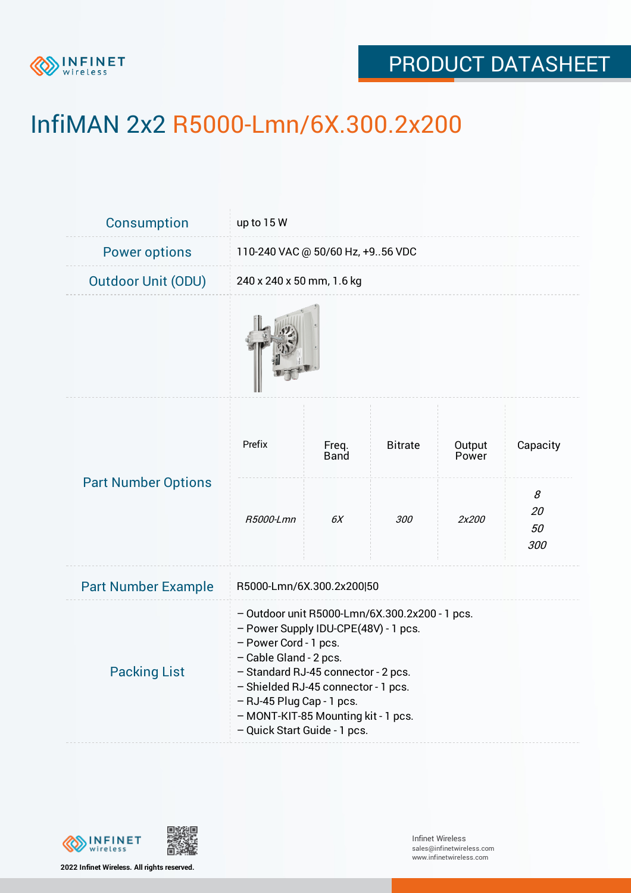# InfiMAN 2x2 R5000-Lmn/6X.300.2x200

| | |
|---|---|
| Consumption | up to 15 W |
| Power options | 110-240 VAC @ 50/60 Hz, +9..56 VDC |
| Outdoor Unit (ODU) | 240 x 240 x 50 mm, 1.6 kg |

**Part Number Options**

| Prefix | Freq. Band | Bitrate | Output Power | Capacity |
|---|---|---|---|---|
| *R5000-Lmn* | *6X* | *300* | *2x200* | *8*<br>*20*<br>*50*<br>*300* |

| | |
|---|---|
| Part Number Example | R5000-Lmn/6X.300.2x200\|50 |

**Packing List**

- Outdoor unit R5000-Lmn/6X.300.2x200 - 1 pcs.
- Power Supply IDU-CPE(48V) - 1 pcs.
- Power Cord - 1 pcs.
- Cable Gland - 2 pcs.
- Standard RJ-45 connector - 2 pcs.
- Shielded RJ-45 connector - 1 pcs.
- RJ-45 Plug Cap - 1 pcs.
- MONT-KIT-85 Mounting kit - 1 pcs.
- Quick Start Guide - 1 pcs.

2022 Infinet Wireless. All rights reserved.

Infinet Wireless
sales@infinetwireless.com
www.infinetwireless.com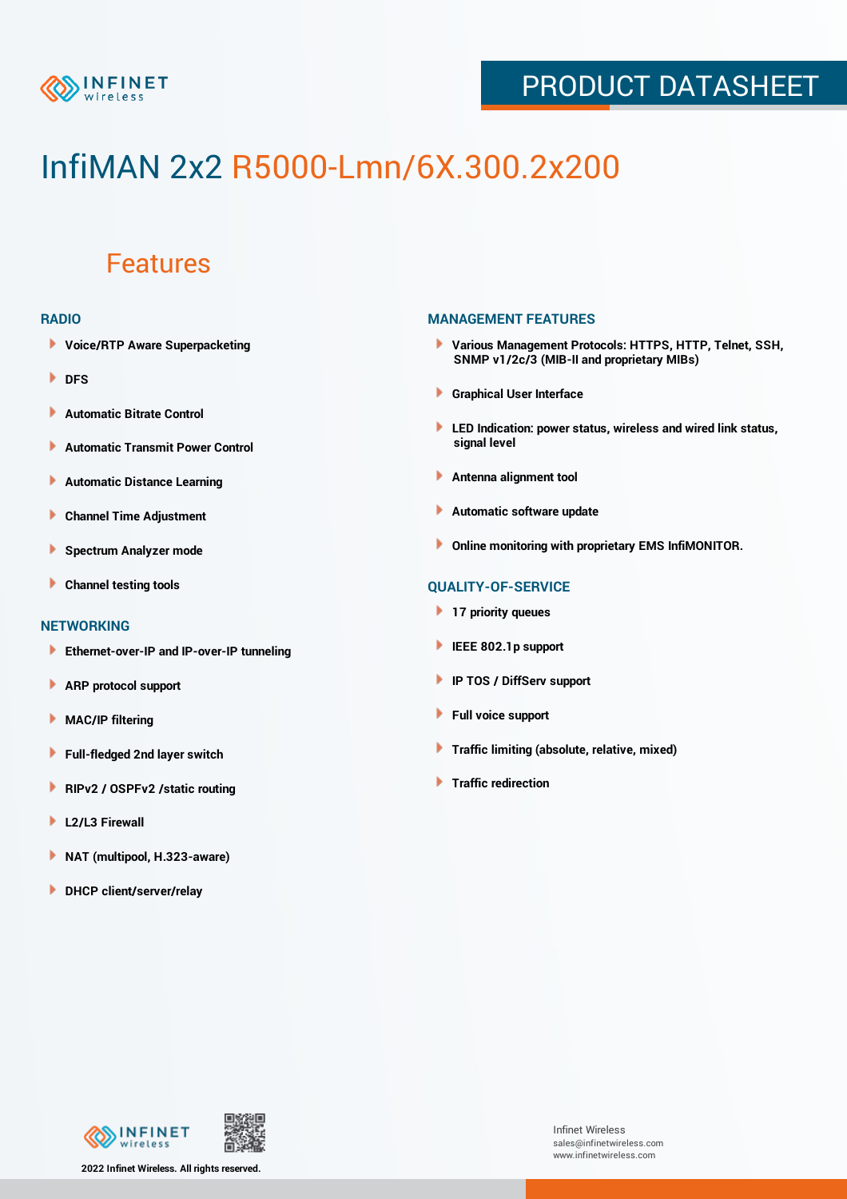# InfiMAN 2x2 R5000-Lmn/6X.300.2x200

## Features

### RADIO

- Voice/RTP Aware Superpacketing
- DFS
- Automatic Bitrate Control
- Automatic Transmit Power Control
- Automatic Distance Learning
- Channel Time Adjustment
- Spectrum Analyzer mode
- Channel testing tools

### NETWORKING

- Ethernet-over-IP and IP-over-IP tunneling
- ARP protocol support
- MAC/IP filtering
- Full-fledged 2nd layer switch
- RIPv2 / OSPFv2 /static routing
- L2/L3 Firewall
- NAT (multipool, H.323-aware)
- DHCP client/server/relay

### MANAGEMENT FEATURES

- Various Management Protocols: HTTPS, HTTP, Telnet, SSH, SNMP v1/2c/3 (MIB-II and proprietary MIBs)
- Graphical User Interface
- LED Indication: power status, wireless and wired link status, signal level
- Antenna alignment tool
- Automatic software update
- Online monitoring with proprietary EMS InfiMONITOR.

### QUALITY-OF-SERVICE

- 17 priority queues
- IEEE 802.1p support
- IP TOS / DiffServ support
- Full voice support
- Traffic limiting (absolute, relative, mixed)
- Traffic redirection

2022 Infinet Wireless. All rights reserved.

Infinet Wireless
sales@infinetwireless.com
www.infinetwireless.com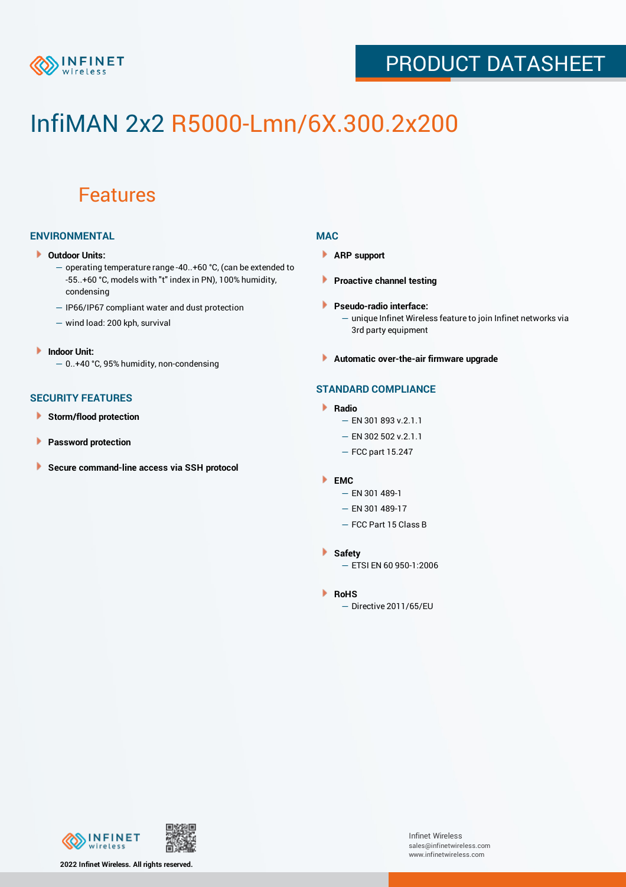# InfiMAN 2x2 R5000-Lmn/6X.300.2x200

## Features

### ENVIRONMENTAL

- **Outdoor Units:**
  - operating temperature range -40..+60 °C, (can be extended to -55..+60 °C, models with "t" index in PN), 100% humidity, condensing
  - IP66/IP67 compliant water and dust protection
  - wind load: 200 kph, survival
- **Indoor Unit:**
  - 0..+40 °C, 95% humidity, non-condensing

### SECURITY FEATURES

- **Storm/flood protection**
- **Password protection**
- **Secure command-line access via SSH protocol**

### MAC

- **ARP support**
- **Proactive channel testing**
- **Pseudo-radio interface:**
  - unique Infinet Wireless feature to join Infinet networks via 3rd party equipment
- **Automatic over-the-air firmware upgrade**

### STANDARD COMPLIANCE

- **Radio**
  - EN 301 893 v.2.1.1
  - EN 302 502 v.2.1.1
  - FCC part 15.247
- **EMC**
  - EN 301 489-1
  - EN 301 489-17
  - FCC Part 15 Class B
- **Safety**
  - ETSI EN 60 950-1:2006
- **RoHS**
  - Directive 2011/65/EU

2022 Infinet Wireless. All rights reserved.

Infinet Wireless
sales@infinetwireless.com
www.infinetwireless.com